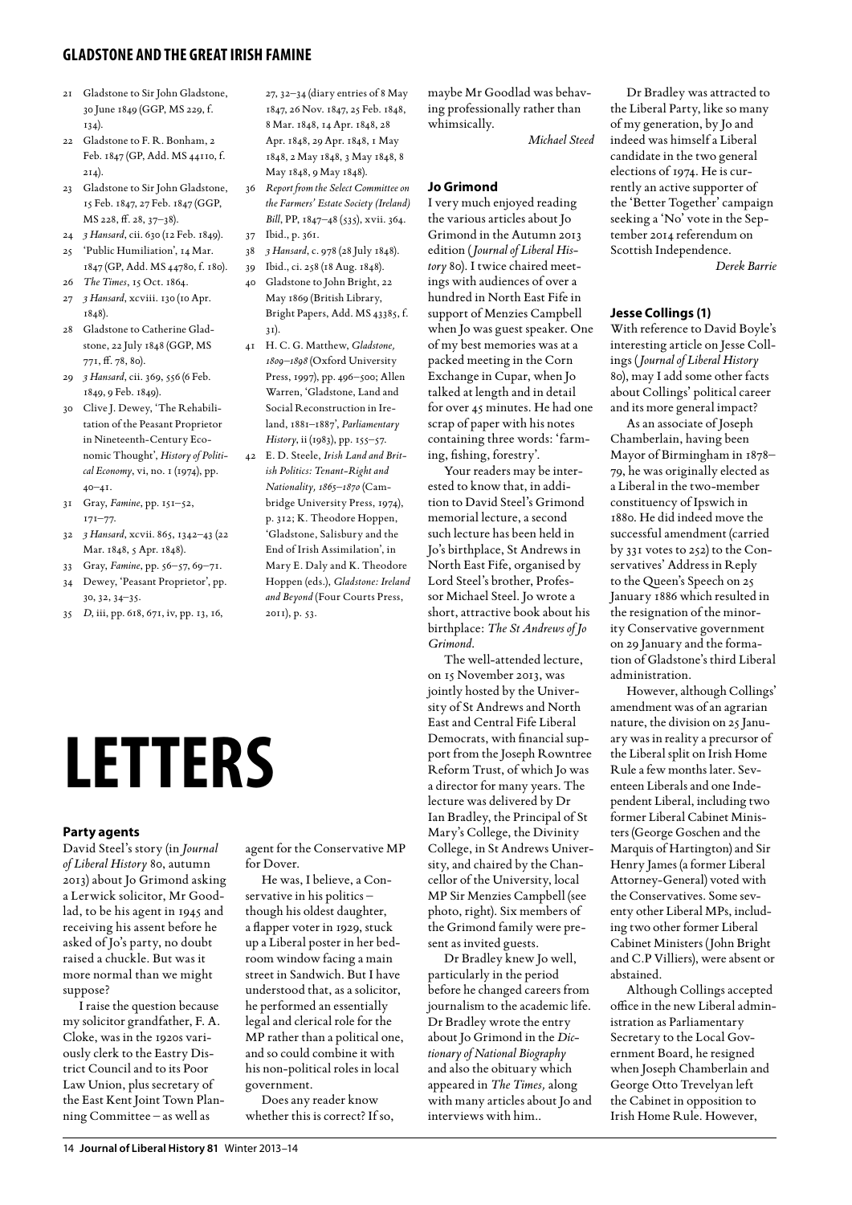21. Gladstone to Sir John Gladstone, 30 June 1849 (GGP, MS 229, f. 134).
22. Gladstone to F. R. Bonham, 2 Feb. 1847 (GP, Add. MS 44110, f. 214).
23. Gladstone to Sir John Gladstone, 15 Feb. 1847, 27 Feb. 1847 (GGP, MS 228, ff. 28, 37–38).
24. *3 Hansard*, cii. 630 (12 Feb. 1849).
25. 'Public Humiliation', 14 Mar. 1847 (GP, Add. MS 44780, f. 180).
26. *The Times*, 15 Oct. 1864.
27. *3 Hansard*, xcviii. 130 (10 Apr. 1848).
28. Gladstone to Catherine Gladstone, 22 July 1848 (GGP, MS 771, ff. 78, 80).
29. *3 Hansard*, cii. 369, 556 (6 Feb. 1849, 9 Feb. 1849).
30. Clive J. Dewey, 'The Rehabilitation of the Peasant Proprietor in Nineteenth-Century Economic Thought', *History of Political Economy*, vi, no. 1 (1974), pp. 40–41.
31. Gray, *Famine*, pp. 151–52, 171–77.
32. *3 Hansard*, xcvii. 865, 1342–43 (22 Mar. 1848, 5 Apr. 1848).
33. Gray, *Famine*, pp. 56–57, 69–71.
34. Dewey, 'Peasant Proprietor', pp. 30, 32, 34–35.
35. *D*, iii, pp. 618, 671, iv, pp. 13, 16, 27, 32–34 (diary entries of 8 May 1847, 26 Nov. 1847, 25 Feb. 1848, 8 Mar. 1848, 14 Apr. 1848, 28 Apr. 1848, 29 Apr. 1848, 1 May 1848, 2 May 1848, 3 May 1848, 8 May 1848, 9 May 1848).
36. *Report from the Select Committee on the Farmers' Estate Society (Ireland) Bill*, PP, 1847–48 (535), xvii. 364.
37. Ibid., p. 361.
38. *3 Hansard*, c. 978 (28 July 1848).
39. Ibid., ci. 258 (18 Aug. 1848).
40. Gladstone to John Bright, 22 May 1869 (British Library, Bright Papers, Add. MS 43385, f. 31).
41. H. C. G. Matthew, *Gladstone, 1809–1898* (Oxford University Press, 1997), pp. 496–500; Allen Warren, 'Gladstone, Land and Social Reconstruction in Ireland, 1881–1887', *Parliamentary History*, ii (1983), pp. 155–57.
42. E. D. Steele, *Irish Land and British Politics: Tenant-Right and Nationality, 1865–1870* (Cambridge University Press, 1974), p. 312; K. Theodore Hoppen, 'Gladstone, Salisbury and the End of Irish Assimilation', in Mary E. Daly and K. Theodore Hoppen (eds.), *Gladstone: Ireland and Beyond* (Four Courts Press, 2011), p. 53.

# LETTERS

### Party agents

David Steel's story (in *Journal of Liberal History* 80, autumn 2013) about Jo Grimond asking a Lerwick solicitor, Mr Goodlad, to be his agent in 1945 and receiving his assent before he asked of Jo's party, no doubt raised a chuckle. But was it more normal than we might suppose?

I raise the question because my solicitor grandfather, F. A. Cloke, was in the 1920s variously clerk to the Eastry District Council and to its Poor Law Union, plus secretary of the East Kent Joint Town Planning Committee – as well as agent for the Conservative MP for Dover.

He was, I believe, a Conservative in his politics – though his oldest daughter, a flapper voter in 1929, stuck up a Liberal poster in her bedroom window facing a main street in Sandwich. But I have understood that, as a solicitor, he performed an essentially legal and clerical role for the MP rather than a political one, and so could combine it with his non-political roles in local government.

Does any reader know whether this is correct? If so, maybe Mr Goodlad was behaving professionally rather than whimsically.

*Michael Steed*

### Jo Grimond

I very much enjoyed reading the various articles about Jo Grimond in the Autumn 2013 edition (*Journal of Liberal History* 80). I twice chaired meetings with audiences of over a hundred in North East Fife in support of Menzies Campbell when Jo was guest speaker. One of my best memories was at a packed meeting in the Corn Exchange in Cupar, when Jo talked at length and in detail for over 45 minutes. He had one scrap of paper with his notes containing three words: 'farming, fishing, forestry'.

Your readers may be interested to know that, in addition to David Steel's Grimond memorial lecture, a second such lecture has been held in Jo's birthplace, St Andrews in North East Fife, organised by Lord Steel's brother, Professor Michael Steel. Jo wrote a short, attractive book about his birthplace: *The St Andrews of Jo Grimond*.

The well-attended lecture, on 15 November 2013, was jointly hosted by the University of St Andrews and North East and Central Fife Liberal Democrats, with financial support from the Joseph Rowntree Reform Trust, of which Jo was a director for many years. The lecture was delivered by Dr Ian Bradley, the Principal of St Mary's College, the Divinity College, in St Andrews University, and chaired by the Chancellor of the University, local MP Sir Menzies Campbell (see photo, right). Six members of the Grimond family were present as invited guests.

Dr Bradley knew Jo well, particularly in the period before he changed careers from journalism to the academic life. Dr Bradley wrote the entry about Jo Grimond in the *Dictionary of National Biography* and also the obituary which appeared in *The Times,* along with many articles about Jo and interviews with him..

Dr Bradley was attracted to the Liberal Party, like so many of my generation, by Jo and indeed was himself a Liberal candidate in the two general elections of 1974. He is currently an active supporter of the 'Better Together' campaign seeking a 'No' vote in the September 2014 referendum on Scottish Independence.

*Derek Barrie*

### Jesse Collings (1)

With reference to David Boyle's interesting article on Jesse Collings (*Journal of Liberal History* 80), may I add some other facts about Collings' political career and its more general impact?

As an associate of Joseph Chamberlain, having been Mayor of Birmingham in 1878–79, he was originally elected as a Liberal in the two-member constituency of Ipswich in 1880. He did indeed move the successful amendment (carried by 331 votes to 252) to the Conservatives' Address in Reply to the Queen's Speech on 25 January 1886 which resulted in the resignation of the minority Conservative government on 29 January and the formation of Gladstone's third Liberal administration.

However, although Collings' amendment was of an agrarian nature, the division on 25 January was in reality a precursor of the Liberal split on Irish Home Rule a few months later. Seventeen Liberals and one Independent Liberal, including two former Liberal Cabinet Ministers (George Goschen and the Marquis of Hartington) and Sir Henry James (a former Liberal Attorney-General) voted with the Conservatives. Some seventy other Liberal MPs, including two other former Liberal Cabinet Ministers (John Bright and C.P Villiers), were absent or abstained.

Although Collings accepted office in the new Liberal administration as Parliamentary Secretary to the Local Government Board, he resigned when Joseph Chamberlain and George Otto Trevelyan left the Cabinet in opposition to Irish Home Rule. However,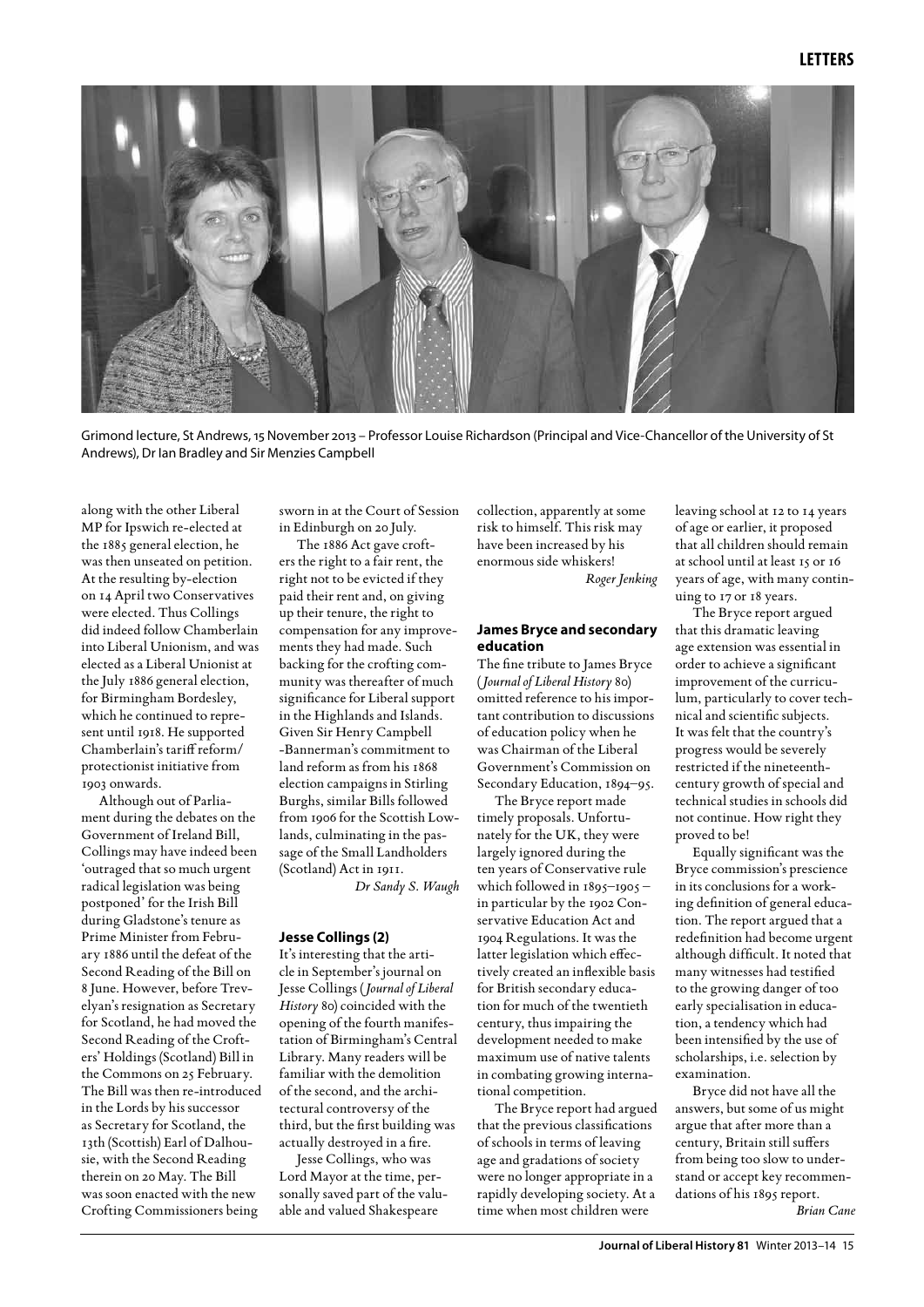Grimond lecture, St Andrews, 15 November 2013 – Professor Louise Richardson (Principal and Vice-Chancellor of the University of St Andrews), Dr Ian Bradley and Sir Menzies Campbell

along with the other Liberal MP for Ipswich re-elected at the 1885 general election, he was then unseated on petition. At the resulting by-election on 14 April two Conservatives were elected. Thus Collings did indeed follow Chamberlain into Liberal Unionism, and was elected as a Liberal Unionist at the July 1886 general election, for Birmingham Bordesley, which he continued to represent until 1918. He supported Chamberlain's tariff reform/ protectionist initiative from 1903 onwards.

Although out of Parliament during the debates on the Government of Ireland Bill, Collings may have indeed been 'outraged that so much urgent radical legislation was being postponed' for the Irish Bill during Gladstone's tenure as Prime Minister from February 1886 until the defeat of the Second Reading of the Bill on 8 June. However, before Trevelyan's resignation as Secretary for Scotland, he had moved the Second Reading of the Crofters' Holdings (Scotland) Bill in the Commons on 25 February. The Bill was then re-introduced in the Lords by his successor as Secretary for Scotland, the 13th (Scottish) Earl of Dalhousie, with the Second Reading therein on 20 May. The Bill was soon enacted with the new Crofting Commissioners being sworn in at the Court of Session in Edinburgh on 20 July.

The 1886 Act gave crofters the right to a fair rent, the right not to be evicted if they paid their rent and, on giving up their tenure, the right to compensation for any improvements they had made. Such backing for the crofting community was thereafter of much significance for Liberal support in the Highlands and Islands. Given Sir Henry Campbell -Bannerman's commitment to land reform as from his 1868 election campaigns in Stirling Burghs, similar Bills followed from 1906 for the Scottish Lowlands, culminating in the passage of the Small Landholders (Scotland) Act in 1911.

*Dr Sandy S. Waugh*

### Jesse Collings (2)

It's interesting that the article in September's journal on Jesse Collings (*Journal of Liberal History* 80) coincided with the opening of the fourth manifestation of Birmingham's Central Library. Many readers will be familiar with the demolition of the second, and the architectural controversy of the third, but the first building was actually destroyed in a fire.

Jesse Collings, who was Lord Mayor at the time, personally saved part of the valuable and valued Shakespeare collection, apparently at some risk to himself. This risk may have been increased by his enormous side whiskers!

*Roger Jenking*

### James Bryce and secondary education

The fine tribute to James Bryce (*Journal of Liberal History* 80) omitted reference to his important contribution to discussions of education policy when he was Chairman of the Liberal Government's Commission on Secondary Education, 1894–95.

The Bryce report made timely proposals. Unfortunately for the UK, they were largely ignored during the ten years of Conservative rule which followed in 1895–1905 – in particular by the 1902 Conservative Education Act and 1904 Regulations. It was the latter legislation which effectively created an inflexible basis for British secondary education for much of the twentieth century, thus impairing the development needed to make maximum use of native talents in combating growing international competition.

The Bryce report had argued that the previous classifications of schools in terms of leaving age and gradations of society were no longer appropriate in a rapidly developing society. At a time when most children were leaving school at 12 to 14 years of age or earlier, it proposed that all children should remain at school until at least 15 or 16 years of age, with many continuing to 17 or 18 years.

The Bryce report argued that this dramatic leaving age extension was essential in order to achieve a significant improvement of the curriculum, particularly to cover technical and scientific subjects. It was felt that the country's progress would be severely restricted if the nineteenth-century growth of special and technical studies in schools did not continue. How right they proved to be!

Equally significant was the Bryce commission's prescience in its conclusions for a working definition of general education. The report argued that a redefinition had become urgent although difficult. It noted that many witnesses had testified to the growing danger of too early specialisation in education, a tendency which had been intensified by the use of scholarships, i.e. selection by examination.

Bryce did not have all the answers, but some of us might argue that after more than a century, Britain still suffers from being too slow to understand or accept key recommendations of his 1895 report.

*Brian Cane*